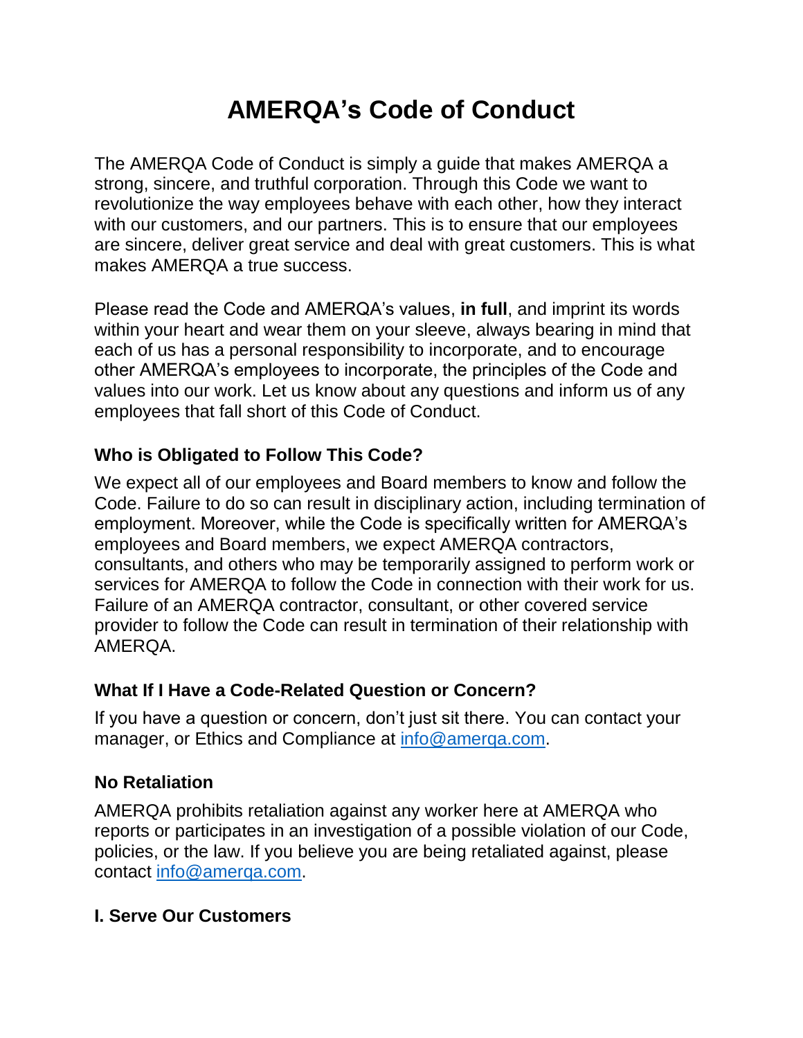# AMERQA's Code of Conduct

The AMERQA Code of Conduct is simply a guide that makes AMERQA a strong, sincere, and truthful corporation. Through this Code we want to revolutionize the way employees behave with each other, how they interact with our customers, and our partners. This is to ensure that our employees are sincere, deliver great service and deal with great customers. This is what makes AMERQA a true success.

Please read the Code and AMERQA's values, **in full**, and imprint its words within your heart and wear them on your sleeve, always bearing in mind that each of us has a personal responsibility to incorporate, and to encourage other AMERQA's employees to incorporate, the principles of the Code and values into our work. Let us know about any questions and inform us of any employees that fall short of this Code of Conduct.

### Who is Obligated to Follow This Code?

We expect all of our employees and Board members to know and follow the Code. Failure to do so can result in disciplinary action, including termination of employment. Moreover, while the Code is specifically written for AMERQA's employees and Board members, we expect AMERQA contractors, consultants, and others who may be temporarily assigned to perform work or services for AMERQA to follow the Code in connection with their work for us. Failure of an AMERQA contractor, consultant, or other covered service provider to follow the Code can result in termination of their relationship with AMERQA.

### What If I Have a Code-Related Question or Concern?

If you have a question or concern, don't just sit there. You can contact your manager, or Ethics and Compliance at info@amerqa.com.

### No Retaliation

AMERQA prohibits retaliation against any worker here at AMERQA who reports or participates in an investigation of a possible violation of our Code, policies, or the law. If you believe you are being retaliated against, please contact info@amerqa.com.

### I. Serve Our Customers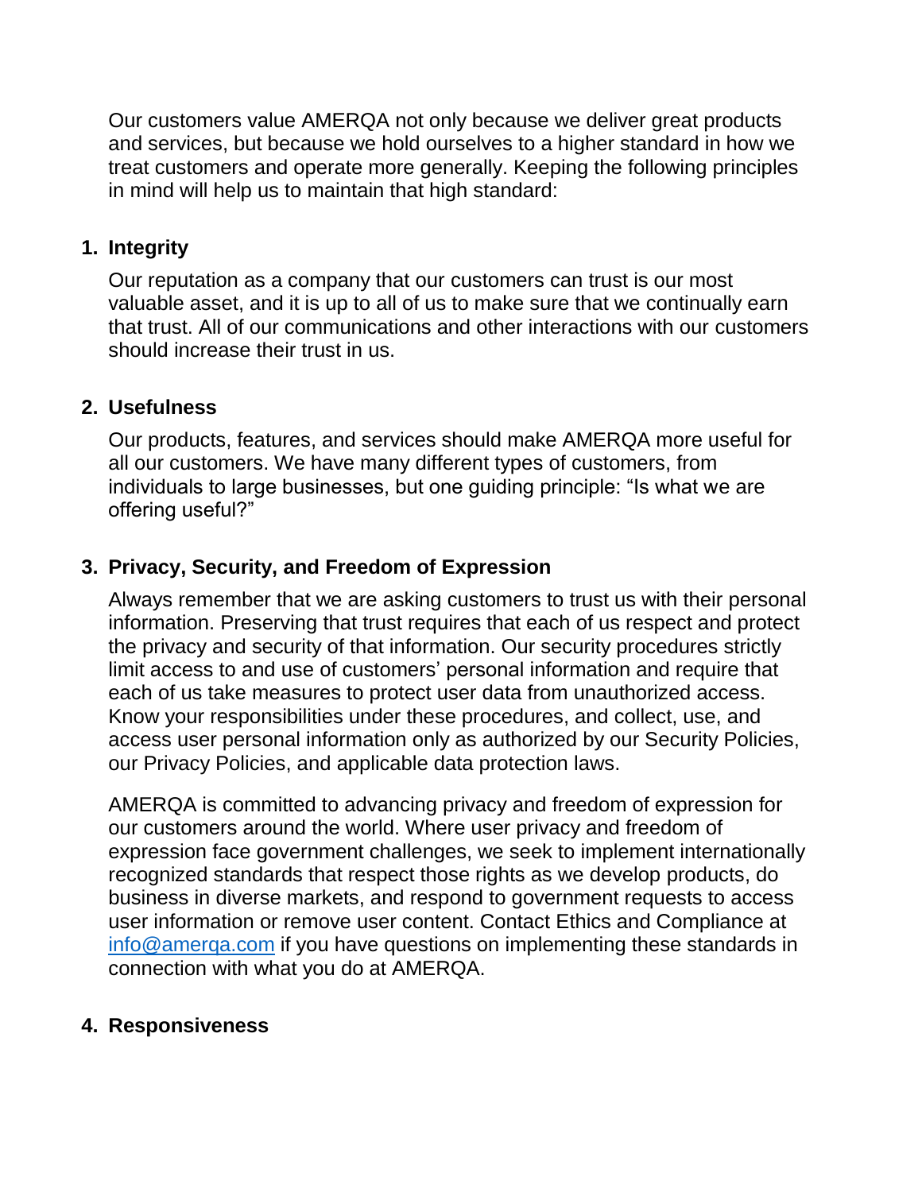Our customers value AMERQA not only because we deliver great products and services, but because we hold ourselves to a higher standard in how we treat customers and operate more generally. Keeping the following principles in mind will help us to maintain that high standard:

1. **Integrity**

   Our reputation as a company that our customers can trust is our most valuable asset, and it is up to all of us to make sure that we continually earn that trust. All of our communications and other interactions with our customers should increase their trust in us.

2. **Usefulness**

   Our products, features, and services should make AMERQA more useful for all our customers. We have many different types of customers, from individuals to large businesses, but one guiding principle: "Is what we are offering useful?"

3. **Privacy, Security, and Freedom of Expression**

   Always remember that we are asking customers to trust us with their personal information. Preserving that trust requires that each of us respect and protect the privacy and security of that information. Our security procedures strictly limit access to and use of customers' personal information and require that each of us take measures to protect user data from unauthorized access. Know your responsibilities under these procedures, and collect, use, and access user personal information only as authorized by our Security Policies, our Privacy Policies, and applicable data protection laws.

   AMERQA is committed to advancing privacy and freedom of expression for our customers around the world. Where user privacy and freedom of expression face government challenges, we seek to implement internationally recognized standards that respect those rights as we develop products, do business in diverse markets, and respond to government requests to access user information or remove user content. Contact Ethics and Compliance at [info@amerqa.com](mailto:info@amerqa.com) if you have questions on implementing these standards in connection with what you do at AMERQA.

4. **Responsiveness**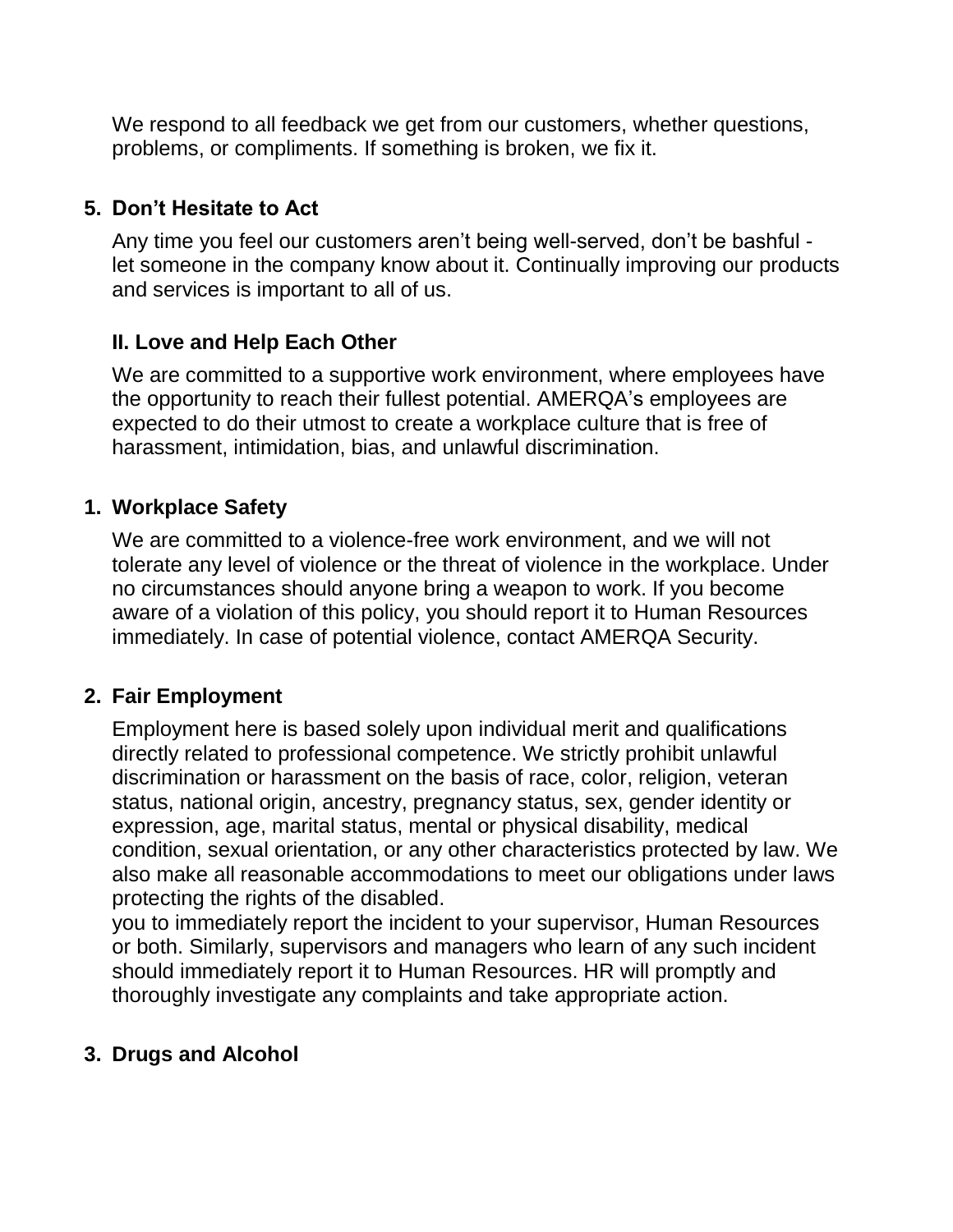We respond to all feedback we get from our customers, whether questions, problems, or compliments. If something is broken, we fix it.

### 5. Don’t Hesitate to Act

Any time you feel our customers aren’t being well-served, don’t be bashful - let someone in the company know about it. Continually improving our products and services is important to all of us.

## II. Love and Help Each Other

We are committed to a supportive work environment, where employees have the opportunity to reach their fullest potential. AMERQA’s employees are expected to do their utmost to create a workplace culture that is free of harassment, intimidation, bias, and unlawful discrimination.

### 1. Workplace Safety

We are committed to a violence-free work environment, and we will not tolerate any level of violence or the threat of violence in the workplace. Under no circumstances should anyone bring a weapon to work. If you become aware of a violation of this policy, you should report it to Human Resources immediately. In case of potential violence, contact AMERQA Security.

### 2. Fair Employment

Employment here is based solely upon individual merit and qualifications directly related to professional competence. We strictly prohibit unlawful discrimination or harassment on the basis of race, color, religion, veteran status, national origin, ancestry, pregnancy status, sex, gender identity or expression, age, marital status, mental or physical disability, medical condition, sexual orientation, or any other characteristics protected by law. We also make all reasonable accommodations to meet our obligations under laws protecting the rights of the disabled.
you to immediately report the incident to your supervisor, Human Resources or both. Similarly, supervisors and managers who learn of any such incident should immediately report it to Human Resources. HR will promptly and thoroughly investigate any complaints and take appropriate action.

### 3. Drugs and Alcohol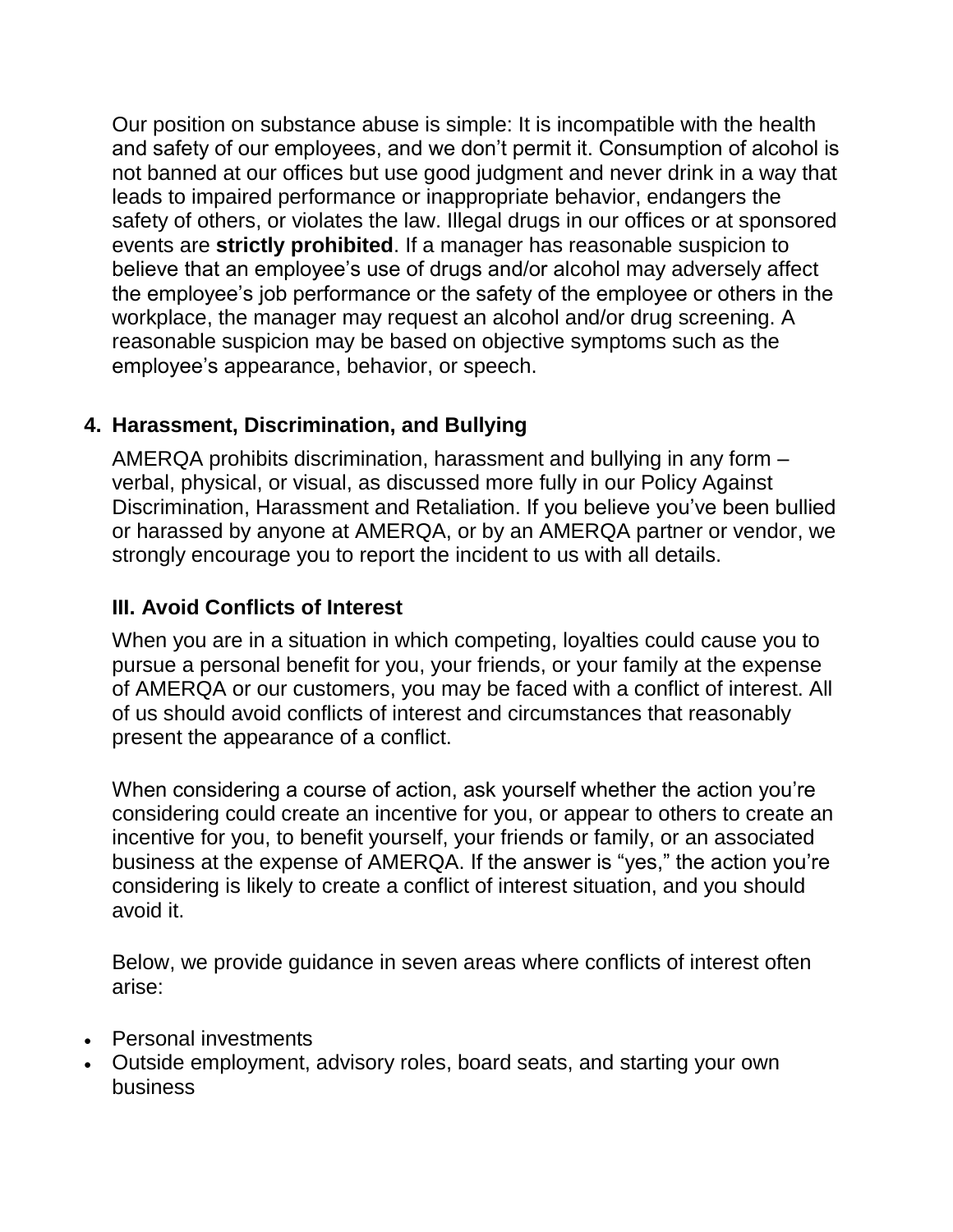Our position on substance abuse is simple: It is incompatible with the health and safety of our employees, and we don't permit it. Consumption of alcohol is not banned at our offices but use good judgment and never drink in a way that leads to impaired performance or inappropriate behavior, endangers the safety of others, or violates the law. Illegal drugs in our offices or at sponsored events are **strictly prohibited**. If a manager has reasonable suspicion to believe that an employee's use of drugs and/or alcohol may adversely affect the employee's job performance or the safety of the employee or others in the workplace, the manager may request an alcohol and/or drug screening. A reasonable suspicion may be based on objective symptoms such as the employee's appearance, behavior, or speech.

### 4. Harassment, Discrimination, and Bullying

AMERQA prohibits discrimination, harassment and bullying in any form – verbal, physical, or visual, as discussed more fully in our Policy Against Discrimination, Harassment and Retaliation. If you believe you've been bullied or harassed by anyone at AMERQA, or by an AMERQA partner or vendor, we strongly encourage you to report the incident to us with all details.

## III. Avoid Conflicts of Interest

When you are in a situation in which competing, loyalties could cause you to pursue a personal benefit for you, your friends, or your family at the expense of AMERQA or our customers, you may be faced with a conflict of interest. All of us should avoid conflicts of interest and circumstances that reasonably present the appearance of a conflict.

When considering a course of action, ask yourself whether the action you're considering could create an incentive for you, or appear to others to create an incentive for you, to benefit yourself, your friends or family, or an associated business at the expense of AMERQA. If the answer is "yes," the action you're considering is likely to create a conflict of interest situation, and you should avoid it.

Below, we provide guidance in seven areas where conflicts of interest often arise:

- Personal investments
- Outside employment, advisory roles, board seats, and starting your own business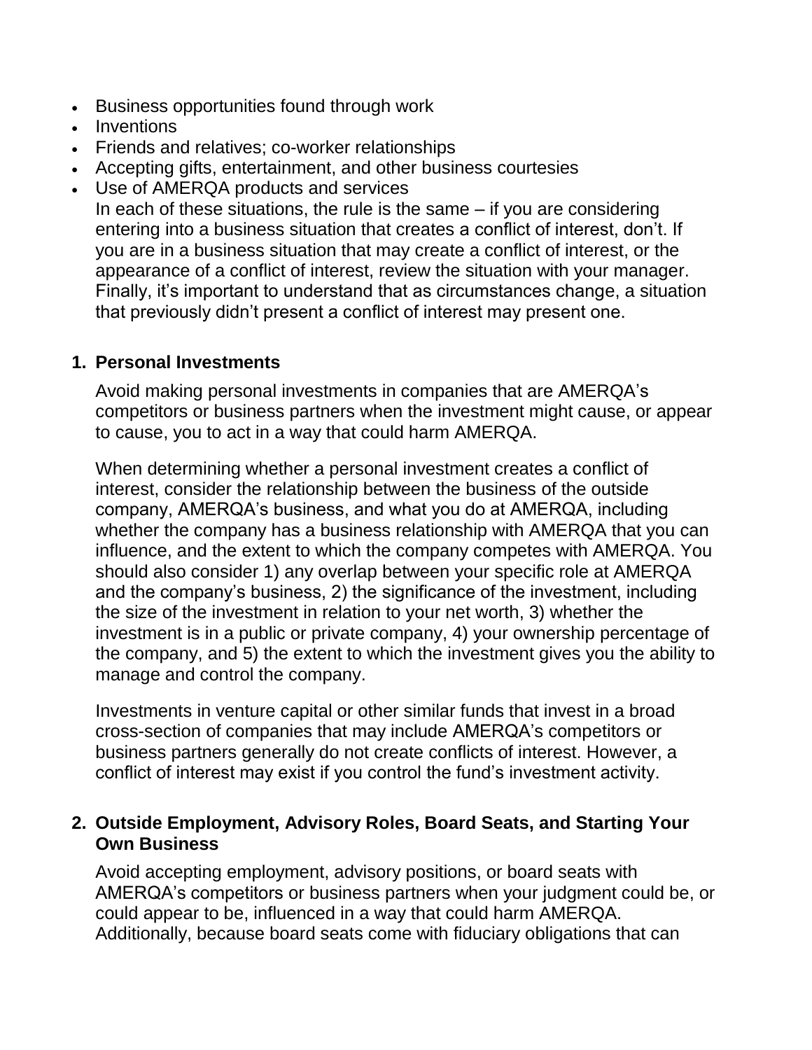- Business opportunities found through work
- Inventions
- Friends and relatives; co-worker relationships
- Accepting gifts, entertainment, and other business courtesies
- Use of AMERQA products and services

  In each of these situations, the rule is the same – if you are considering entering into a business situation that creates a conflict of interest, don't. If you are in a business situation that may create a conflict of interest, or the appearance of a conflict of interest, review the situation with your manager. Finally, it's important to understand that as circumstances change, a situation that previously didn't present a conflict of interest may present one.

**1. Personal Investments**

Avoid making personal investments in companies that are AMERQA's competitors or business partners when the investment might cause, or appear to cause, you to act in a way that could harm AMERQA.

When determining whether a personal investment creates a conflict of interest, consider the relationship between the business of the outside company, AMERQA's business, and what you do at AMERQA, including whether the company has a business relationship with AMERQA that you can influence, and the extent to which the company competes with AMERQA. You should also consider 1) any overlap between your specific role at AMERQA and the company's business, 2) the significance of the investment, including the size of the investment in relation to your net worth, 3) whether the investment is in a public or private company, 4) your ownership percentage of the company, and 5) the extent to which the investment gives you the ability to manage and control the company.

Investments in venture capital or other similar funds that invest in a broad cross-section of companies that may include AMERQA's competitors or business partners generally do not create conflicts of interest. However, a conflict of interest may exist if you control the fund's investment activity.

**2. Outside Employment, Advisory Roles, Board Seats, and Starting Your Own Business**

Avoid accepting employment, advisory positions, or board seats with AMERQA's competitors or business partners when your judgment could be, or could appear to be, influenced in a way that could harm AMERQA. Additionally, because board seats come with fiduciary obligations that can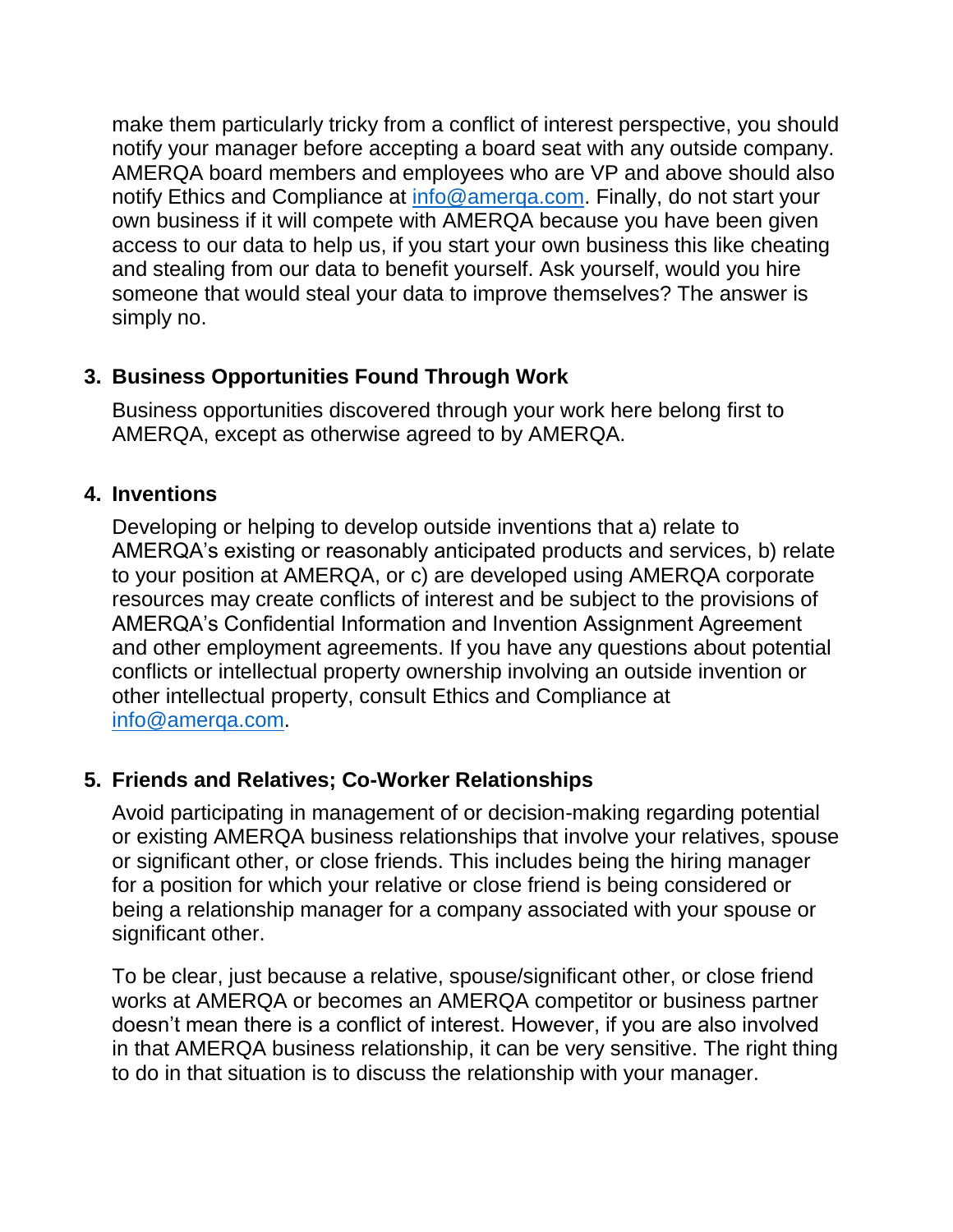make them particularly tricky from a conflict of interest perspective, you should notify your manager before accepting a board seat with any outside company. AMERQA board members and employees who are VP and above should also notify Ethics and Compliance at info@amerqa.com. Finally, do not start your own business if it will compete with AMERQA because you have been given access to our data to help us, if you start your own business this like cheating and stealing from our data to benefit yourself. Ask yourself, would you hire someone that would steal your data to improve themselves? The answer is simply no.

### 3. Business Opportunities Found Through Work

Business opportunities discovered through your work here belong first to AMERQA, except as otherwise agreed to by AMERQA.

### 4. Inventions

Developing or helping to develop outside inventions that a) relate to AMERQA's existing or reasonably anticipated products and services, b) relate to your position at AMERQA, or c) are developed using AMERQA corporate resources may create conflicts of interest and be subject to the provisions of AMERQA's Confidential Information and Invention Assignment Agreement and other employment agreements. If you have any questions about potential conflicts or intellectual property ownership involving an outside invention or other intellectual property, consult Ethics and Compliance at info@amerqa.com.

### 5. Friends and Relatives; Co-Worker Relationships

Avoid participating in management of or decision-making regarding potential or existing AMERQA business relationships that involve your relatives, spouse or significant other, or close friends. This includes being the hiring manager for a position for which your relative or close friend is being considered or being a relationship manager for a company associated with your spouse or significant other.

To be clear, just because a relative, spouse/significant other, or close friend works at AMERQA or becomes an AMERQA competitor or business partner doesn't mean there is a conflict of interest. However, if you are also involved in that AMERQA business relationship, it can be very sensitive. The right thing to do in that situation is to discuss the relationship with your manager.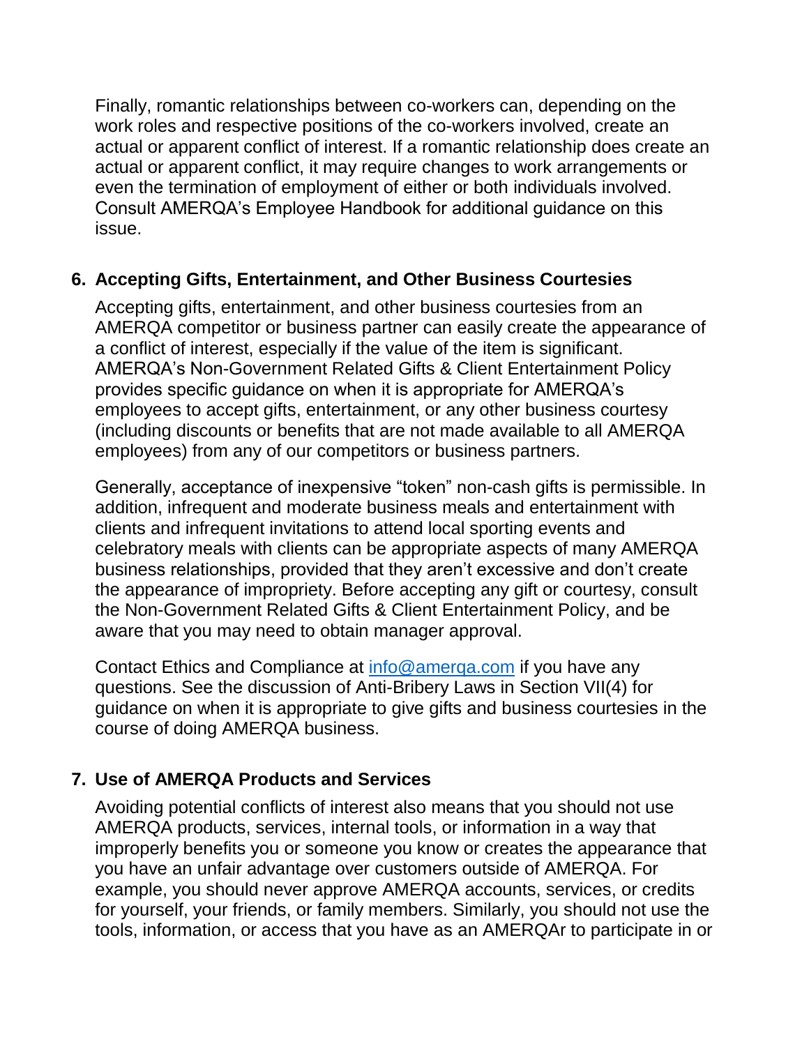Finally, romantic relationships between co-workers can, depending on the work roles and respective positions of the co-workers involved, create an actual or apparent conflict of interest. If a romantic relationship does create an actual or apparent conflict, it may require changes to work arrangements or even the termination of employment of either or both individuals involved. Consult AMERQA's Employee Handbook for additional guidance on this issue.

6. **Accepting Gifts, Entertainment, and Other Business Courtesies**

   Accepting gifts, entertainment, and other business courtesies from an AMERQA competitor or business partner can easily create the appearance of a conflict of interest, especially if the value of the item is significant. AMERQA's Non-Government Related Gifts & Client Entertainment Policy provides specific guidance on when it is appropriate for AMERQA's employees to accept gifts, entertainment, or any other business courtesy (including discounts or benefits that are not made available to all AMERQA employees) from any of our competitors or business partners.

   Generally, acceptance of inexpensive "token" non-cash gifts is permissible. In addition, infrequent and moderate business meals and entertainment with clients and infrequent invitations to attend local sporting events and celebratory meals with clients can be appropriate aspects of many AMERQA business relationships, provided that they aren't excessive and don't create the appearance of impropriety. Before accepting any gift or courtesy, consult the Non-Government Related Gifts & Client Entertainment Policy, and be aware that you may need to obtain manager approval.

   Contact Ethics and Compliance at [info@amerqa.com](mailto:info@amerqa.com) if you have any questions. See the discussion of Anti-Bribery Laws in Section VII(4) for guidance on when it is appropriate to give gifts and business courtesies in the course of doing AMERQA business.

7. **Use of AMERQA Products and Services**

   Avoiding potential conflicts of interest also means that you should not use AMERQA products, services, internal tools, or information in a way that improperly benefits you or someone you know or creates the appearance that you have an unfair advantage over customers outside of AMERQA. For example, you should never approve AMERQA accounts, services, or credits for yourself, your friends, or family members. Similarly, you should not use the tools, information, or access that you have as an AMERQAr to participate in or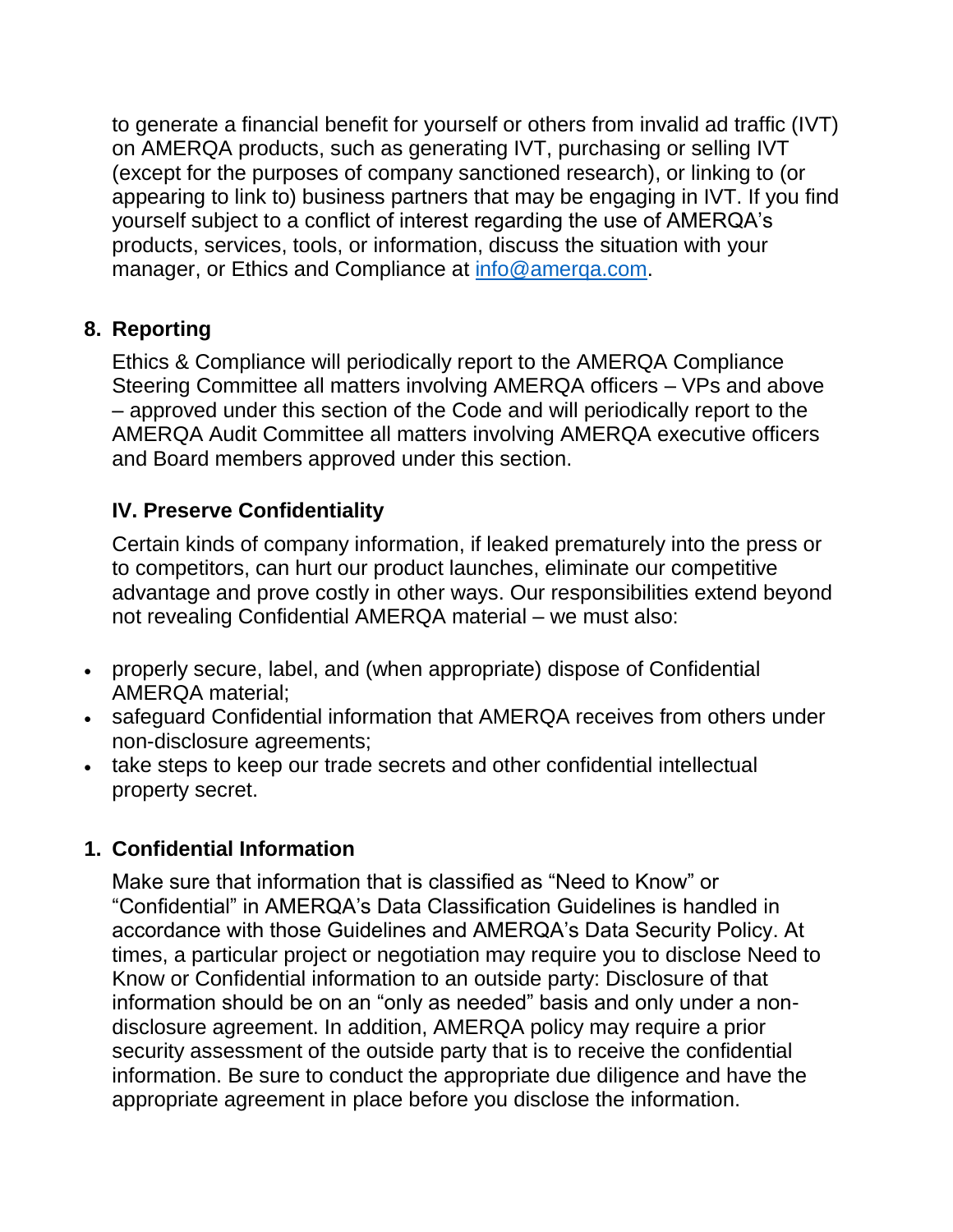to generate a financial benefit for yourself or others from invalid ad traffic (IVT) on AMERQA products, such as generating IVT, purchasing or selling IVT (except for the purposes of company sanctioned research), or linking to (or appearing to link to) business partners that may be engaging in IVT. If you find yourself subject to a conflict of interest regarding the use of AMERQA's products, services, tools, or information, discuss the situation with your manager, or Ethics and Compliance at [info@amerqa.com](mailto:info@amerqa.com).

### 8. Reporting

Ethics & Compliance will periodically report to the AMERQA Compliance Steering Committee all matters involving AMERQA officers – VPs and above – approved under this section of the Code and will periodically report to the AMERQA Audit Committee all matters involving AMERQA executive officers and Board members approved under this section.

## IV. Preserve Confidentiality

Certain kinds of company information, if leaked prematurely into the press or to competitors, can hurt our product launches, eliminate our competitive advantage and prove costly in other ways. Our responsibilities extend beyond not revealing Confidential AMERQA material – we must also:

- properly secure, label, and (when appropriate) dispose of Confidential AMERQA material;
- safeguard Confidential information that AMERQA receives from others under non-disclosure agreements;
- take steps to keep our trade secrets and other confidential intellectual property secret.

### 1. Confidential Information

Make sure that information that is classified as "Need to Know" or "Confidential" in AMERQA's Data Classification Guidelines is handled in accordance with those Guidelines and AMERQA's Data Security Policy. At times, a particular project or negotiation may require you to disclose Need to Know or Confidential information to an outside party: Disclosure of that information should be on an "only as needed" basis and only under a non-disclosure agreement. In addition, AMERQA policy may require a prior security assessment of the outside party that is to receive the confidential information. Be sure to conduct the appropriate due diligence and have the appropriate agreement in place before you disclose the information.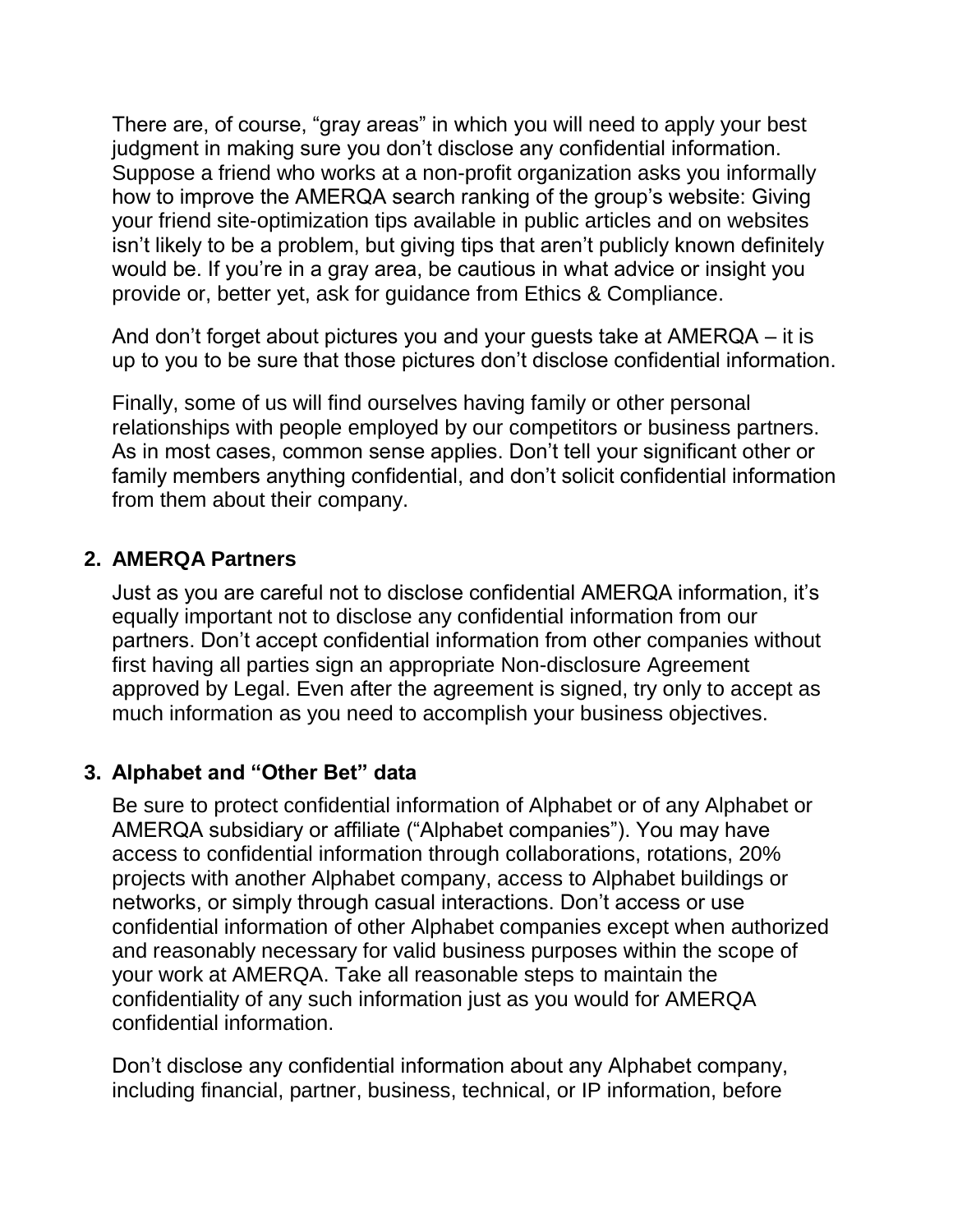There are, of course, “gray areas” in which you will need to apply your best judgment in making sure you don’t disclose any confidential information. Suppose a friend who works at a non-profit organization asks you informally how to improve the AMERQA search ranking of the group’s website: Giving your friend site-optimization tips available in public articles and on websites isn’t likely to be a problem, but giving tips that aren’t publicly known definitely would be. If you’re in a gray area, be cautious in what advice or insight you provide or, better yet, ask for guidance from Ethics & Compliance.

And don’t forget about pictures you and your guests take at AMERQA – it is up to you to be sure that those pictures don’t disclose confidential information.

Finally, some of us will find ourselves having family or other personal relationships with people employed by our competitors or business partners. As in most cases, common sense applies. Don’t tell your significant other or family members anything confidential, and don’t solicit confidential information from them about their company.

### 2. AMERQA Partners

Just as you are careful not to disclose confidential AMERQA information, it’s equally important not to disclose any confidential information from our partners. Don’t accept confidential information from other companies without first having all parties sign an appropriate Non-disclosure Agreement approved by Legal. Even after the agreement is signed, try only to accept as much information as you need to accomplish your business objectives.

### 3. Alphabet and “Other Bet” data

Be sure to protect confidential information of Alphabet or of any Alphabet or AMERQA subsidiary or affiliate (“Alphabet companies”). You may have access to confidential information through collaborations, rotations, 20% projects with another Alphabet company, access to Alphabet buildings or networks, or simply through casual interactions. Don’t access or use confidential information of other Alphabet companies except when authorized and reasonably necessary for valid business purposes within the scope of your work at AMERQA. Take all reasonable steps to maintain the confidentiality of any such information just as you would for AMERQA confidential information.

Don’t disclose any confidential information about any Alphabet company, including financial, partner, business, technical, or IP information, before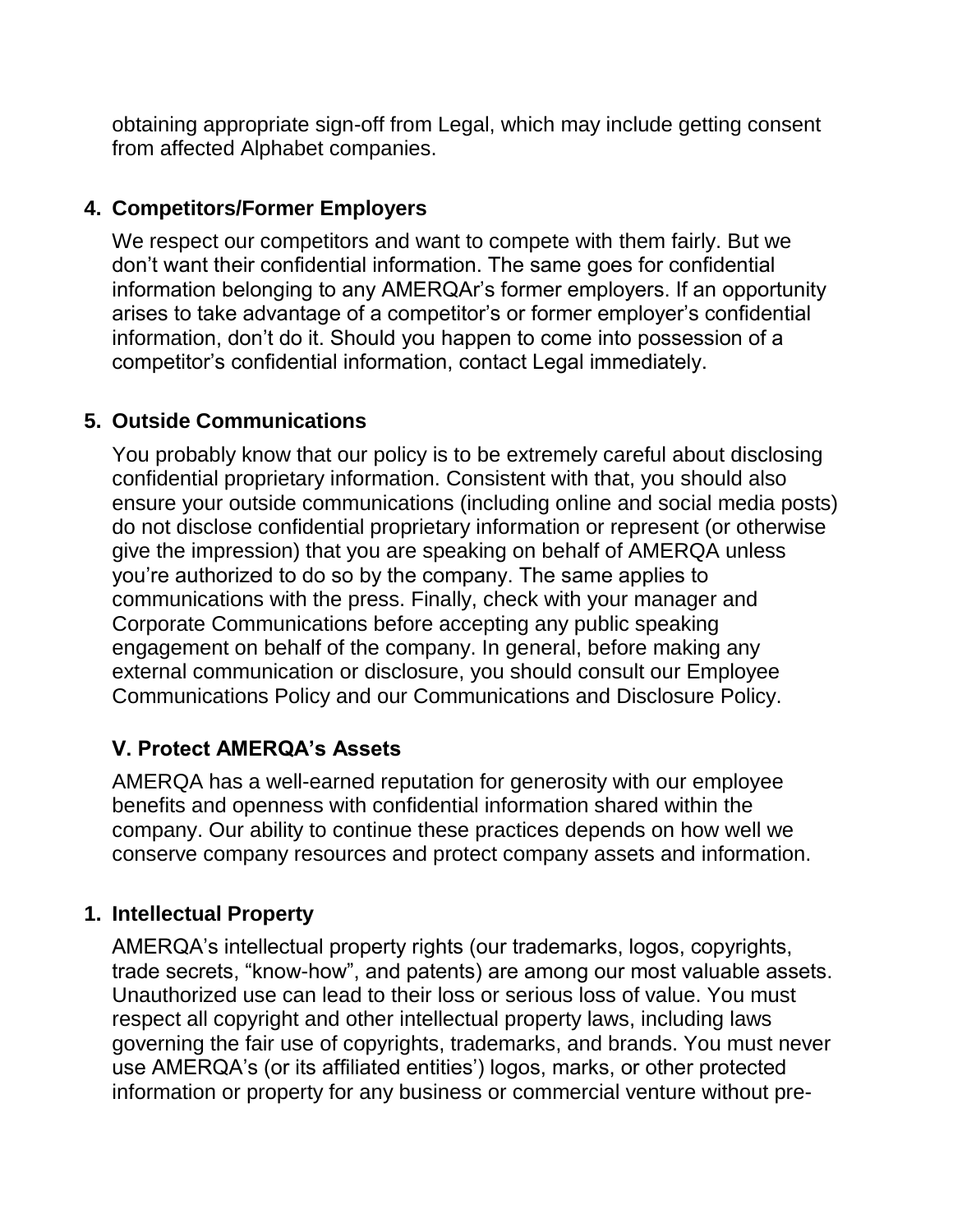obtaining appropriate sign-off from Legal, which may include getting consent from affected Alphabet companies.

### 4. Competitors/Former Employers

We respect our competitors and want to compete with them fairly. But we don't want their confidential information. The same goes for confidential information belonging to any AMERQAr's former employers. If an opportunity arises to take advantage of a competitor's or former employer's confidential information, don't do it. Should you happen to come into possession of a competitor's confidential information, contact Legal immediately.

### 5. Outside Communications

You probably know that our policy is to be extremely careful about disclosing confidential proprietary information. Consistent with that, you should also ensure your outside communications (including online and social media posts) do not disclose confidential proprietary information or represent (or otherwise give the impression) that you are speaking on behalf of AMERQA unless you're authorized to do so by the company. The same applies to communications with the press. Finally, check with your manager and Corporate Communications before accepting any public speaking engagement on behalf of the company. In general, before making any external communication or disclosure, you should consult our Employee Communications Policy and our Communications and Disclosure Policy.

## V. Protect AMERQA's Assets

AMERQA has a well-earned reputation for generosity with our employee benefits and openness with confidential information shared within the company. Our ability to continue these practices depends on how well we conserve company resources and protect company assets and information.

### 1. Intellectual Property

AMERQA's intellectual property rights (our trademarks, logos, copyrights, trade secrets, "know-how", and patents) are among our most valuable assets. Unauthorized use can lead to their loss or serious loss of value. You must respect all copyright and other intellectual property laws, including laws governing the fair use of copyrights, trademarks, and brands. You must never use AMERQA's (or its affiliated entities') logos, marks, or other protected information or property for any business or commercial venture without pre-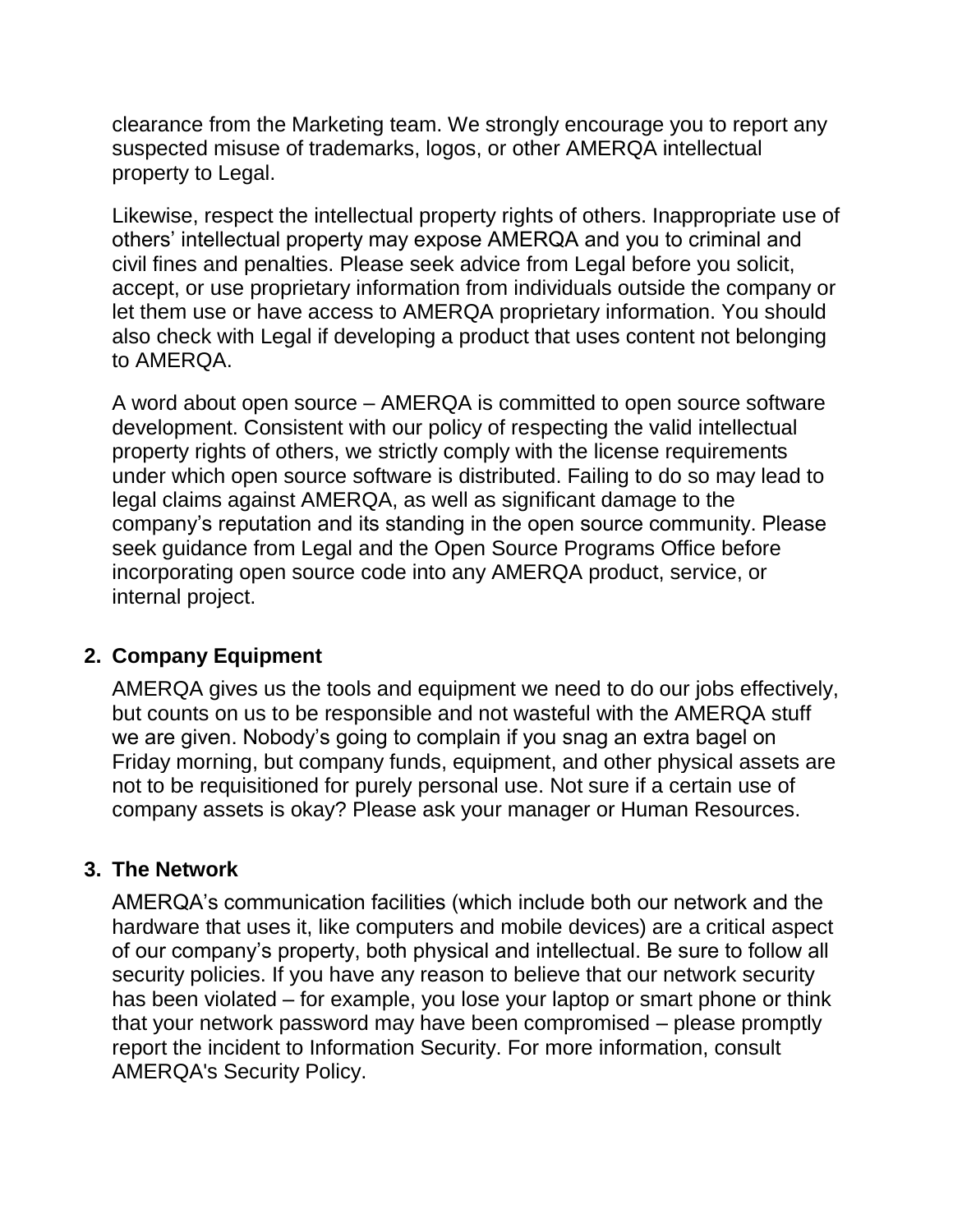clearance from the Marketing team. We strongly encourage you to report any suspected misuse of trademarks, logos, or other AMERQA intellectual property to Legal.

Likewise, respect the intellectual property rights of others. Inappropriate use of others' intellectual property may expose AMERQA and you to criminal and civil fines and penalties. Please seek advice from Legal before you solicit, accept, or use proprietary information from individuals outside the company or let them use or have access to AMERQA proprietary information. You should also check with Legal if developing a product that uses content not belonging to AMERQA.

A word about open source – AMERQA is committed to open source software development. Consistent with our policy of respecting the valid intellectual property rights of others, we strictly comply with the license requirements under which open source software is distributed. Failing to do so may lead to legal claims against AMERQA, as well as significant damage to the company's reputation and its standing in the open source community. Please seek guidance from Legal and the Open Source Programs Office before incorporating open source code into any AMERQA product, service, or internal project.

## 2. Company Equipment

AMERQA gives us the tools and equipment we need to do our jobs effectively, but counts on us to be responsible and not wasteful with the AMERQA stuff we are given. Nobody's going to complain if you snag an extra bagel on Friday morning, but company funds, equipment, and other physical assets are not to be requisitioned for purely personal use. Not sure if a certain use of company assets is okay? Please ask your manager or Human Resources.

## 3. The Network

AMERQA's communication facilities (which include both our network and the hardware that uses it, like computers and mobile devices) are a critical aspect of our company's property, both physical and intellectual. Be sure to follow all security policies. If you have any reason to believe that our network security has been violated – for example, you lose your laptop or smart phone or think that your network password may have been compromised – please promptly report the incident to Information Security. For more information, consult AMERQA's Security Policy.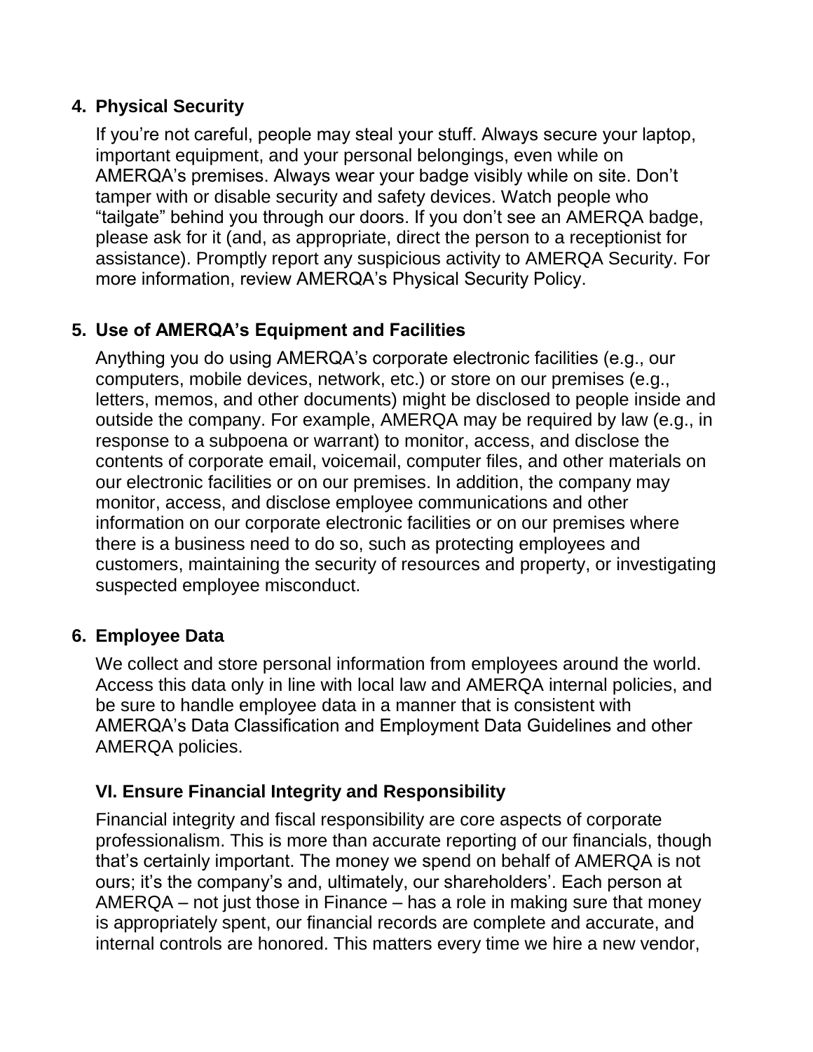### 4. Physical Security

If you're not careful, people may steal your stuff. Always secure your laptop, important equipment, and your personal belongings, even while on AMERQA's premises. Always wear your badge visibly while on site. Don't tamper with or disable security and safety devices. Watch people who "tailgate" behind you through our doors. If you don't see an AMERQA badge, please ask for it (and, as appropriate, direct the person to a receptionist for assistance). Promptly report any suspicious activity to AMERQA Security. For more information, review AMERQA's Physical Security Policy.

### 5. Use of AMERQA's Equipment and Facilities

Anything you do using AMERQA's corporate electronic facilities (e.g., our computers, mobile devices, network, etc.) or store on our premises (e.g., letters, memos, and other documents) might be disclosed to people inside and outside the company. For example, AMERQA may be required by law (e.g., in response to a subpoena or warrant) to monitor, access, and disclose the contents of corporate email, voicemail, computer files, and other materials on our electronic facilities or on our premises. In addition, the company may monitor, access, and disclose employee communications and other information on our corporate electronic facilities or on our premises where there is a business need to do so, such as protecting employees and customers, maintaining the security of resources and property, or investigating suspected employee misconduct.

### 6. Employee Data

We collect and store personal information from employees around the world. Access this data only in line with local law and AMERQA internal policies, and be sure to handle employee data in a manner that is consistent with AMERQA's Data Classification and Employment Data Guidelines and other AMERQA policies.

## VI. Ensure Financial Integrity and Responsibility

Financial integrity and fiscal responsibility are core aspects of corporate professionalism. This is more than accurate reporting of our financials, though that's certainly important. The money we spend on behalf of AMERQA is not ours; it's the company's and, ultimately, our shareholders'. Each person at AMERQA – not just those in Finance – has a role in making sure that money is appropriately spent, our financial records are complete and accurate, and internal controls are honored. This matters every time we hire a new vendor,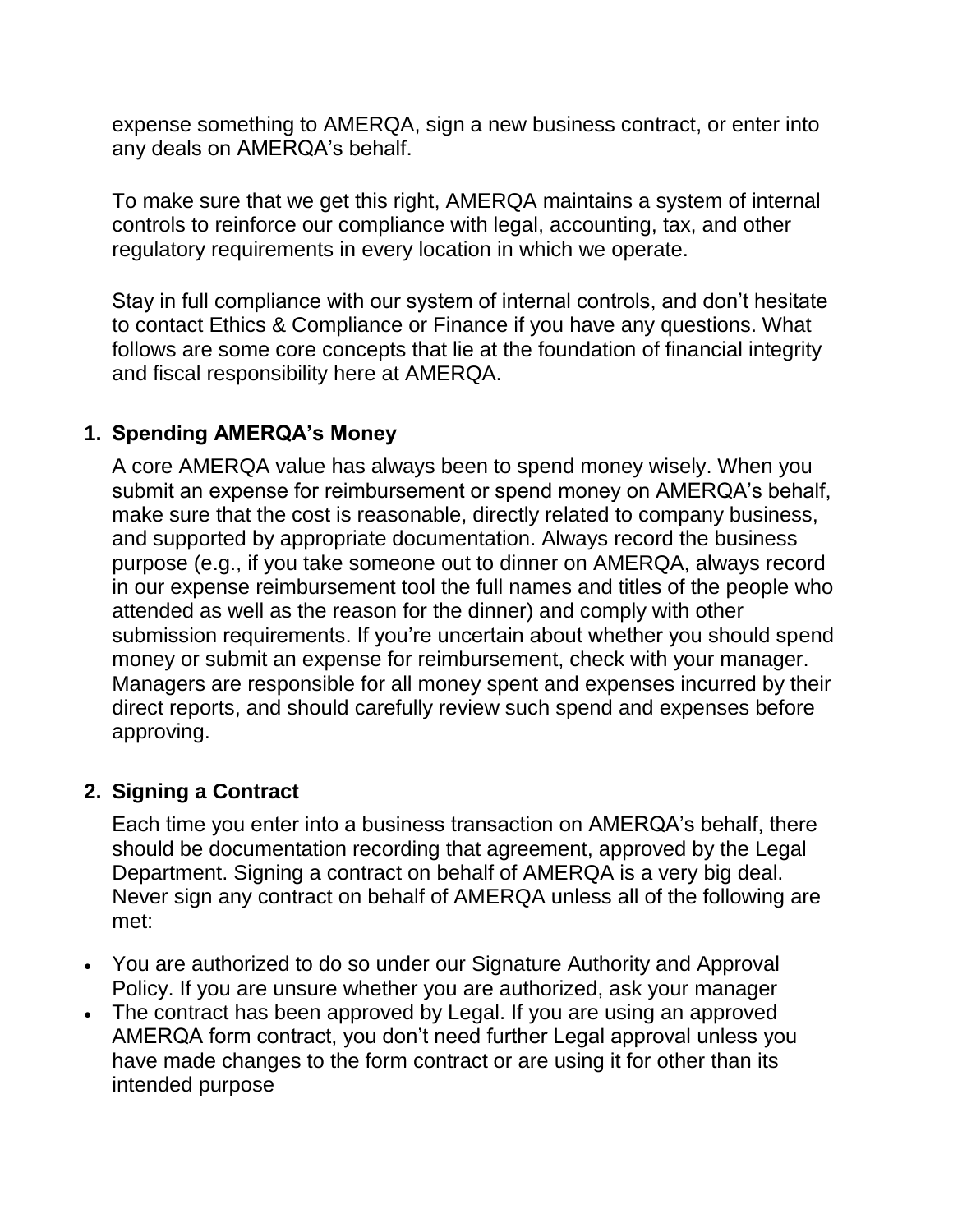expense something to AMERQA, sign a new business contract, or enter into any deals on AMERQA's behalf.

To make sure that we get this right, AMERQA maintains a system of internal controls to reinforce our compliance with legal, accounting, tax, and other regulatory requirements in every location in which we operate.

Stay in full compliance with our system of internal controls, and don't hesitate to contact Ethics & Compliance or Finance if you have any questions. What follows are some core concepts that lie at the foundation of financial integrity and fiscal responsibility here at AMERQA.

### 1. Spending AMERQA's Money

A core AMERQA value has always been to spend money wisely. When you submit an expense for reimbursement or spend money on AMERQA's behalf, make sure that the cost is reasonable, directly related to company business, and supported by appropriate documentation. Always record the business purpose (e.g., if you take someone out to dinner on AMERQA, always record in our expense reimbursement tool the full names and titles of the people who attended as well as the reason for the dinner) and comply with other submission requirements. If you're uncertain about whether you should spend money or submit an expense for reimbursement, check with your manager. Managers are responsible for all money spent and expenses incurred by their direct reports, and should carefully review such spend and expenses before approving.

### 2. Signing a Contract

Each time you enter into a business transaction on AMERQA's behalf, there should be documentation recording that agreement, approved by the Legal Department. Signing a contract on behalf of AMERQA is a very big deal. Never sign any contract on behalf of AMERQA unless all of the following are met:

- You are authorized to do so under our Signature Authority and Approval Policy. If you are unsure whether you are authorized, ask your manager
- The contract has been approved by Legal. If you are using an approved AMERQA form contract, you don't need further Legal approval unless you have made changes to the form contract or are using it for other than its intended purpose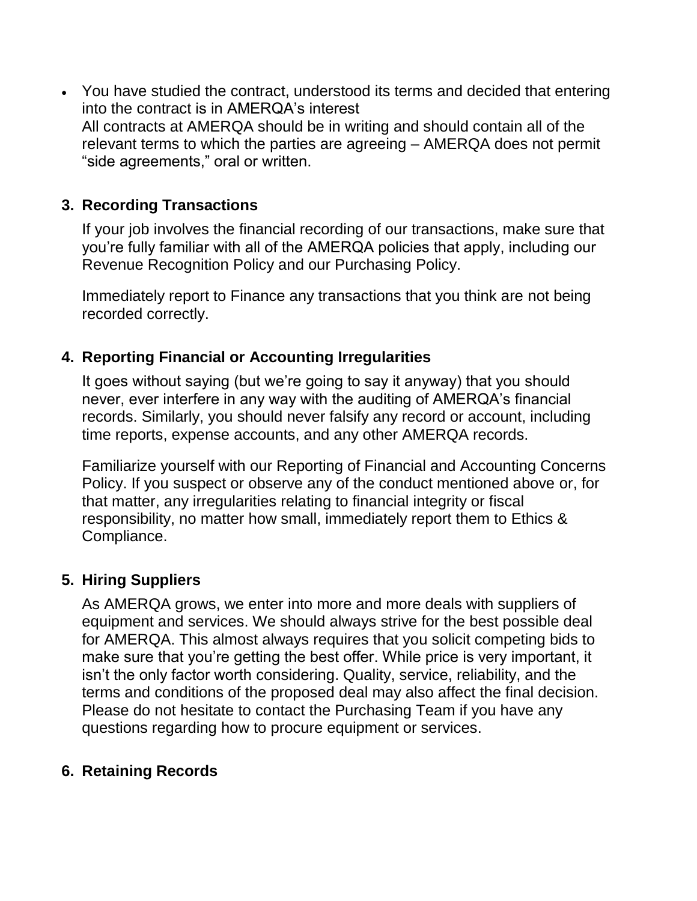- You have studied the contract, understood its terms and decided that entering into the contract is in AMERQA's interest
  All contracts at AMERQA should be in writing and should contain all of the relevant terms to which the parties are agreeing – AMERQA does not permit "side agreements," oral or written.

### 3. Recording Transactions

If your job involves the financial recording of our transactions, make sure that you're fully familiar with all of the AMERQA policies that apply, including our Revenue Recognition Policy and our Purchasing Policy.

Immediately report to Finance any transactions that you think are not being recorded correctly.

### 4. Reporting Financial or Accounting Irregularities

It goes without saying (but we're going to say it anyway) that you should never, ever interfere in any way with the auditing of AMERQA's financial records. Similarly, you should never falsify any record or account, including time reports, expense accounts, and any other AMERQA records.

Familiarize yourself with our Reporting of Financial and Accounting Concerns Policy. If you suspect or observe any of the conduct mentioned above or, for that matter, any irregularities relating to financial integrity or fiscal responsibility, no matter how small, immediately report them to Ethics & Compliance.

### 5. Hiring Suppliers

As AMERQA grows, we enter into more and more deals with suppliers of equipment and services. We should always strive for the best possible deal for AMERQA. This almost always requires that you solicit competing bids to make sure that you're getting the best offer. While price is very important, it isn't the only factor worth considering. Quality, service, reliability, and the terms and conditions of the proposed deal may also affect the final decision. Please do not hesitate to contact the Purchasing Team if you have any questions regarding how to procure equipment or services.

### 6. Retaining Records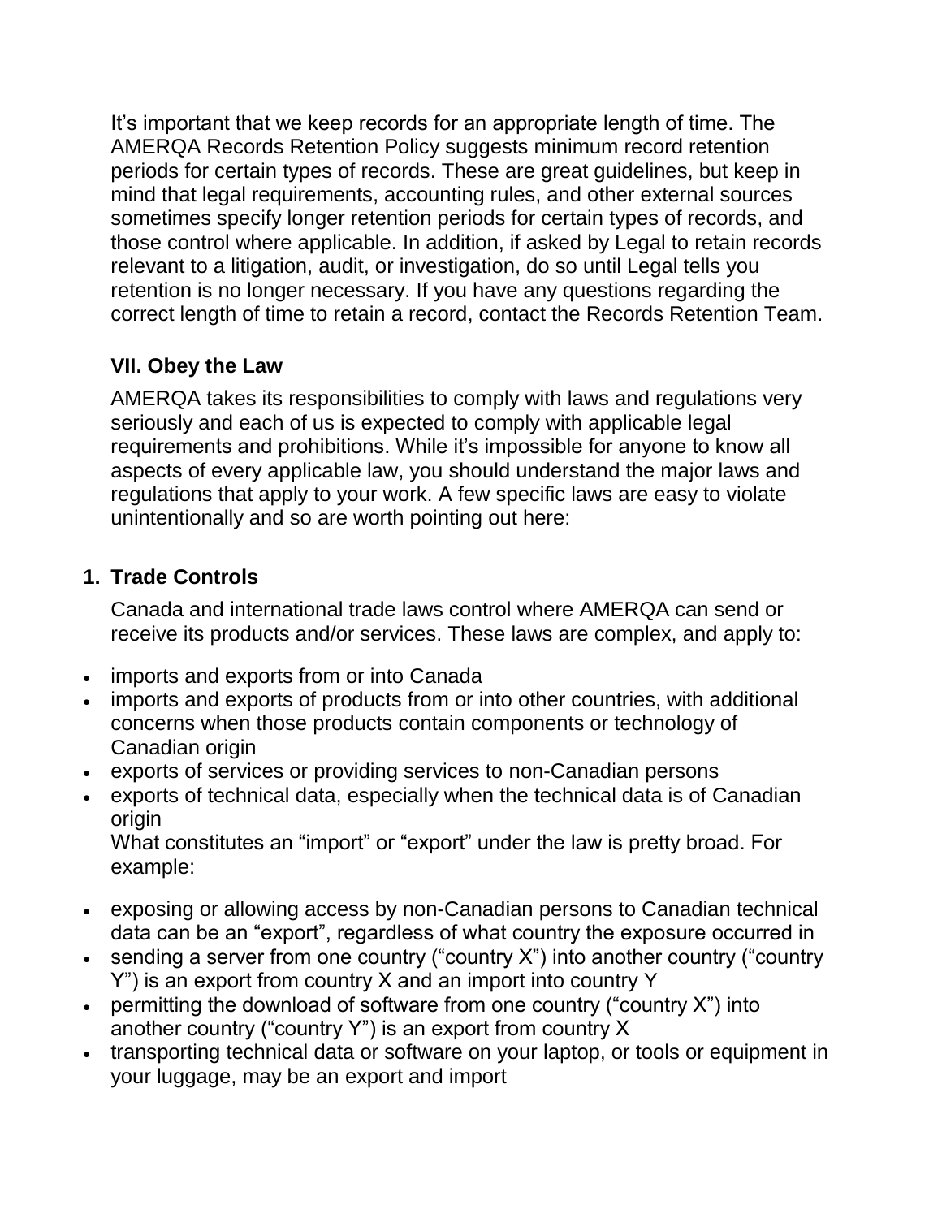It's important that we keep records for an appropriate length of time. The AMERQA Records Retention Policy suggests minimum record retention periods for certain types of records. These are great guidelines, but keep in mind that legal requirements, accounting rules, and other external sources sometimes specify longer retention periods for certain types of records, and those control where applicable. In addition, if asked by Legal to retain records relevant to a litigation, audit, or investigation, do so until Legal tells you retention is no longer necessary. If you have any questions regarding the correct length of time to retain a record, contact the Records Retention Team.

### VII. Obey the Law

AMERQA takes its responsibilities to comply with laws and regulations very seriously and each of us is expected to comply with applicable legal requirements and prohibitions. While it's impossible for anyone to know all aspects of every applicable law, you should understand the major laws and regulations that apply to your work. A few specific laws are easy to violate unintentionally and so are worth pointing out here:

#### 1. Trade Controls

Canada and international trade laws control where AMERQA can send or receive its products and/or services. These laws are complex, and apply to:

- imports and exports from or into Canada
- imports and exports of products from or into other countries, with additional concerns when those products contain components or technology of Canadian origin
- exports of services or providing services to non-Canadian persons
- exports of technical data, especially when the technical data is of Canadian origin

What constitutes an "import" or "export" under the law is pretty broad. For example:

- exposing or allowing access by non-Canadian persons to Canadian technical data can be an "export", regardless of what country the exposure occurred in
- sending a server from one country ("country X") into another country ("country Y") is an export from country X and an import into country Y
- permitting the download of software from one country ("country X") into another country ("country Y") is an export from country X
- transporting technical data or software on your laptop, or tools or equipment in your luggage, may be an export and import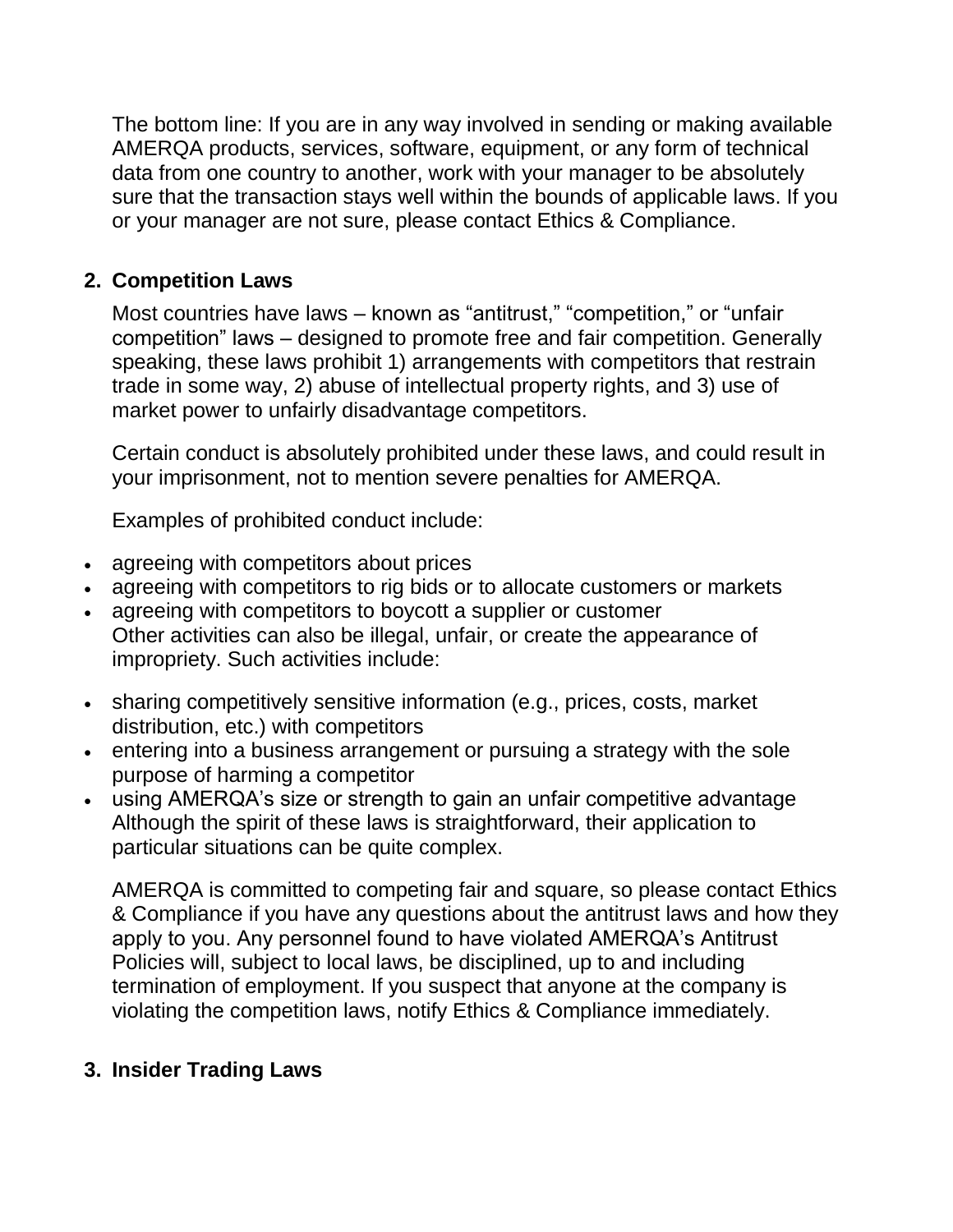The bottom line: If you are in any way involved in sending or making available AMERQA products, services, software, equipment, or any form of technical data from one country to another, work with your manager to be absolutely sure that the transaction stays well within the bounds of applicable laws. If you or your manager are not sure, please contact Ethics & Compliance.

## 2. Competition Laws

Most countries have laws – known as "antitrust," "competition," or "unfair competition" laws – designed to promote free and fair competition. Generally speaking, these laws prohibit 1) arrangements with competitors that restrain trade in some way, 2) abuse of intellectual property rights, and 3) use of market power to unfairly disadvantage competitors.

Certain conduct is absolutely prohibited under these laws, and could result in your imprisonment, not to mention severe penalties for AMERQA.

Examples of prohibited conduct include:

- agreeing with competitors about prices
- agreeing with competitors to rig bids or to allocate customers or markets
- agreeing with competitors to boycott a supplier or customer

Other activities can also be illegal, unfair, or create the appearance of impropriety. Such activities include:

- sharing competitively sensitive information (e.g., prices, costs, market distribution, etc.) with competitors
- entering into a business arrangement or pursuing a strategy with the sole purpose of harming a competitor
- using AMERQA's size or strength to gain an unfair competitive advantage

Although the spirit of these laws is straightforward, their application to particular situations can be quite complex.

AMERQA is committed to competing fair and square, so please contact Ethics & Compliance if you have any questions about the antitrust laws and how they apply to you. Any personnel found to have violated AMERQA's Antitrust Policies will, subject to local laws, be disciplined, up to and including termination of employment. If you suspect that anyone at the company is violating the competition laws, notify Ethics & Compliance immediately.

## 3. Insider Trading Laws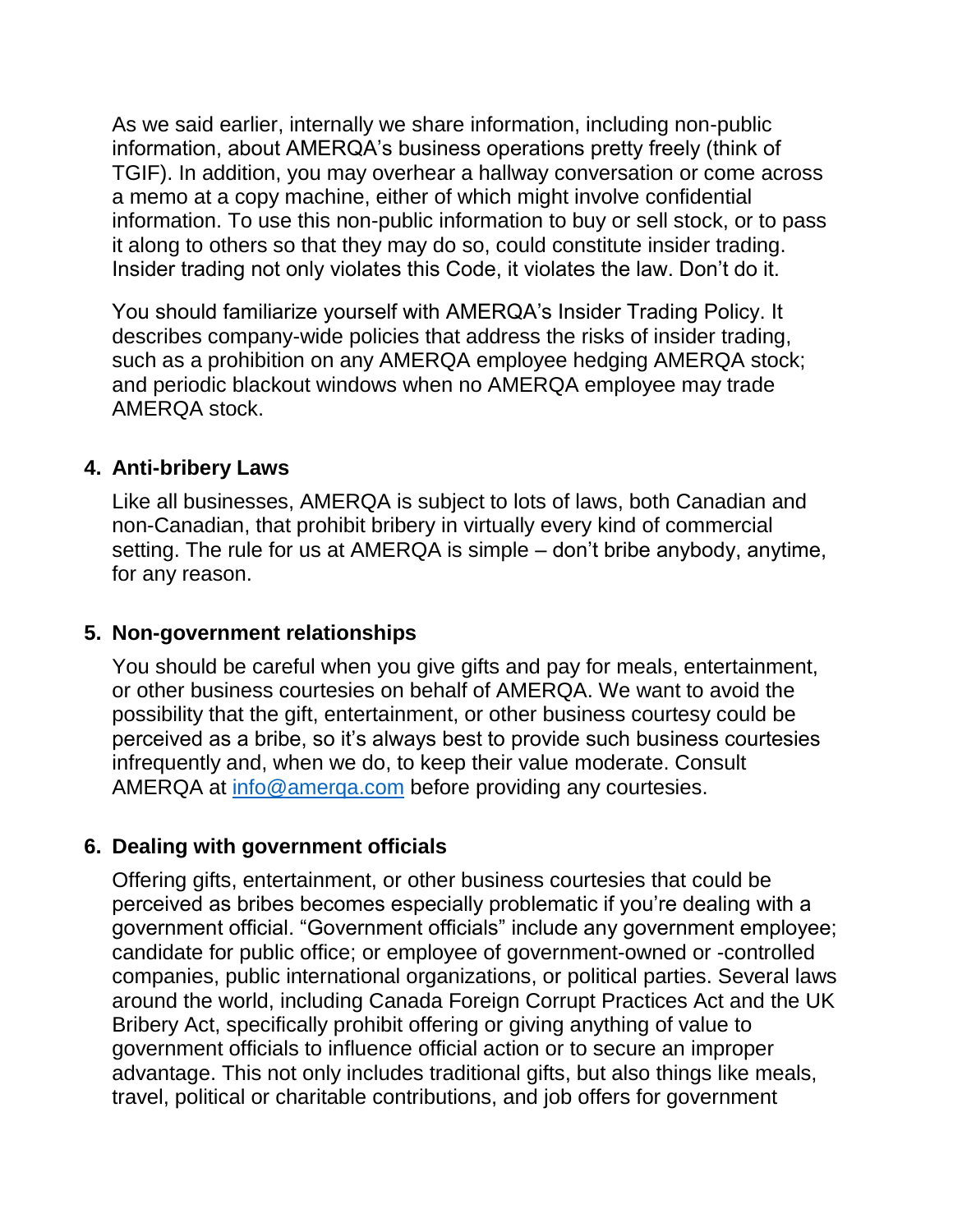As we said earlier, internally we share information, including non-public information, about AMERQA's business operations pretty freely (think of TGIF). In addition, you may overhear a hallway conversation or come across a memo at a copy machine, either of which might involve confidential information. To use this non-public information to buy or sell stock, or to pass it along to others so that they may do so, could constitute insider trading. Insider trading not only violates this Code, it violates the law. Don't do it.

You should familiarize yourself with AMERQA's Insider Trading Policy. It describes company-wide policies that address the risks of insider trading, such as a prohibition on any AMERQA employee hedging AMERQA stock; and periodic blackout windows when no AMERQA employee may trade AMERQA stock.

4. **Anti-bribery Laws**

   Like all businesses, AMERQA is subject to lots of laws, both Canadian and non-Canadian, that prohibit bribery in virtually every kind of commercial setting. The rule for us at AMERQA is simple – don't bribe anybody, anytime, for any reason.

5. **Non-government relationships**

   You should be careful when you give gifts and pay for meals, entertainment, or other business courtesies on behalf of AMERQA. We want to avoid the possibility that the gift, entertainment, or other business courtesy could be perceived as a bribe, so it's always best to provide such business courtesies infrequently and, when we do, to keep their value moderate. Consult AMERQA at [info@amerqa.com](mailto:info@amerqa.com) before providing any courtesies.

6. **Dealing with government officials**

   Offering gifts, entertainment, or other business courtesies that could be perceived as bribes becomes especially problematic if you're dealing with a government official. "Government officials" include any government employee; candidate for public office; or employee of government-owned or -controlled companies, public international organizations, or political parties. Several laws around the world, including Canada Foreign Corrupt Practices Act and the UK Bribery Act, specifically prohibit offering or giving anything of value to government officials to influence official action or to secure an improper advantage. This not only includes traditional gifts, but also things like meals, travel, political or charitable contributions, and job offers for government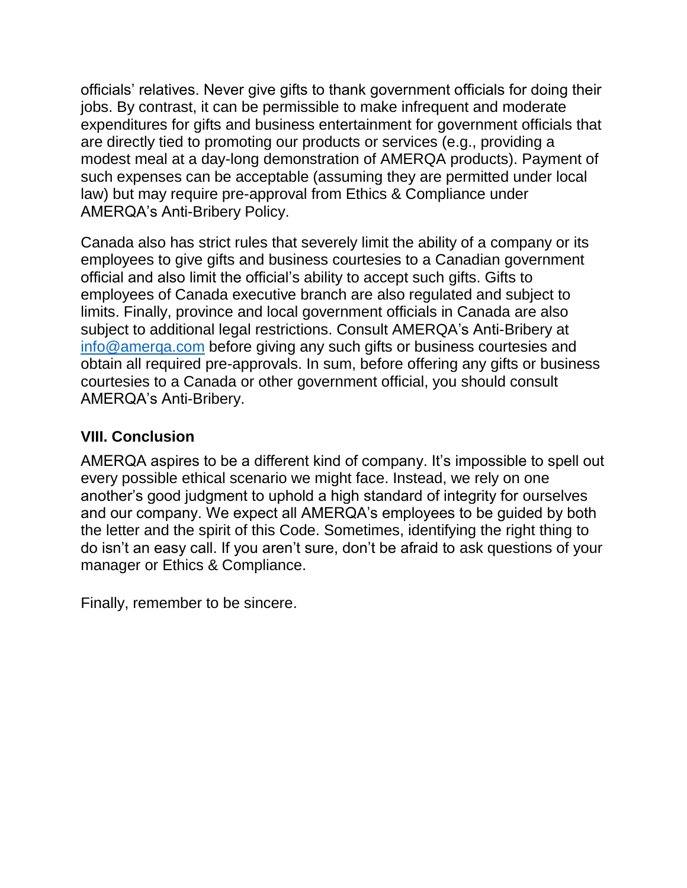officials' relatives. Never give gifts to thank government officials for doing their jobs. By contrast, it can be permissible to make infrequent and moderate expenditures for gifts and business entertainment for government officials that are directly tied to promoting our products or services (e.g., providing a modest meal at a day-long demonstration of AMERQA products). Payment of such expenses can be acceptable (assuming they are permitted under local law) but may require pre-approval from Ethics & Compliance under AMERQA's Anti-Bribery Policy.

Canada also has strict rules that severely limit the ability of a company or its employees to give gifts and business courtesies to a Canadian government official and also limit the official's ability to accept such gifts. Gifts to employees of Canada executive branch are also regulated and subject to limits. Finally, province and local government officials in Canada are also subject to additional legal restrictions. Consult AMERQA's Anti-Bribery at info@amerqa.com before giving any such gifts or business courtesies and obtain all required pre-approvals. In sum, before offering any gifts or business courtesies to a Canada or other government official, you should consult AMERQA's Anti-Bribery.

### VIII. Conclusion

AMERQA aspires to be a different kind of company. It's impossible to spell out every possible ethical scenario we might face. Instead, we rely on one another's good judgment to uphold a high standard of integrity for ourselves and our company. We expect all AMERQA's employees to be guided by both the letter and the spirit of this Code. Sometimes, identifying the right thing to do isn't an easy call. If you aren't sure, don't be afraid to ask questions of your manager or Ethics & Compliance.

Finally, remember to be sincere.